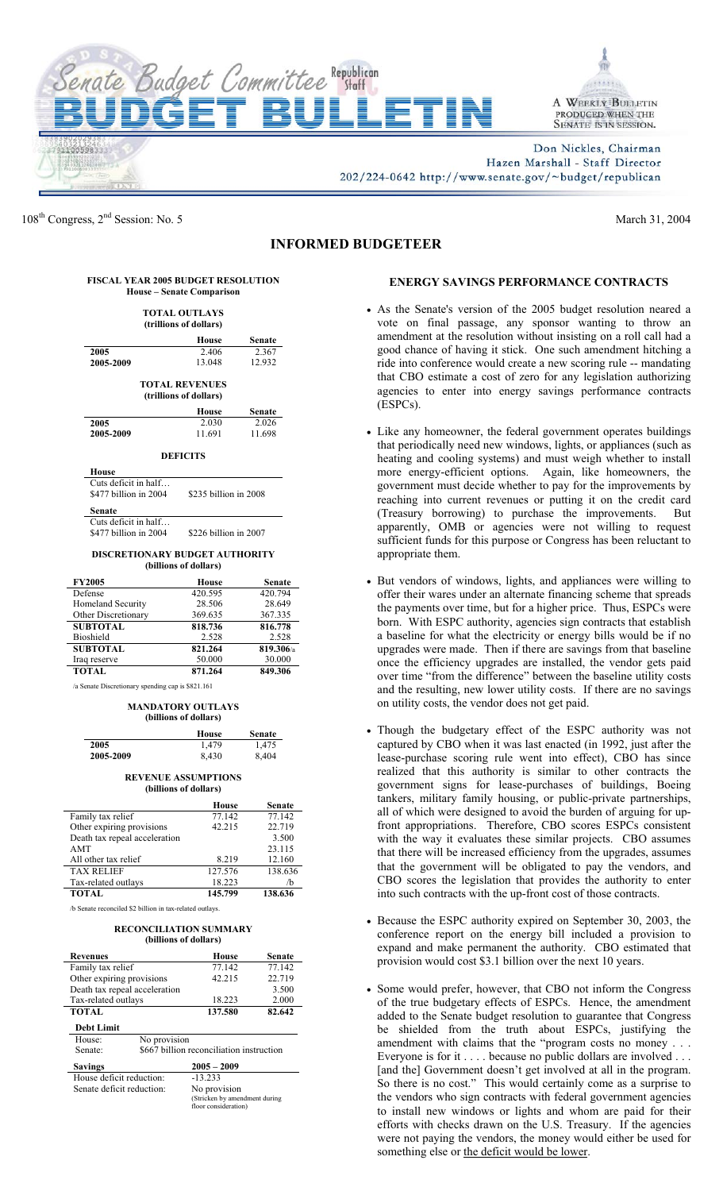# Senate Budget Committee Republican Staff

# BUDGET BULLETIN

A WEEKLY BULLETIN PRODUCED WHEN THE SENATE IS IN SESSION.

Don Nickles, Chairman
Hazen Marshall - Staff Director
202/224-0642 http://www.senate.gov/~budget/republican

108th Congress, 2nd Session: No. 5 — March 31, 2004

## INFORMED BUDGETEER

### FISCAL YEAR 2005 BUDGET RESOLUTION
**House – Senate Comparison**

**TOTAL OUTLAYS**
(trillions of dollars)

| | House | Senate |
|---|---|---|
| 2005 | 2.406 | 2.367 |
| 2005-2009 | 13.048 | 12.932 |

**TOTAL REVENUES**
(trillions of dollars)

| | House | Senate |
|---|---|---|
| 2005 | 2.030 | 2.026 |
| 2005-2009 | 11.691 | 11.698 |

**DEFICITS**

| | |
|---|---|
| **House** | |
| Cuts deficit in half… | |
| \$477 billion in 2004 | \$235 billion in 2008 |
| **Senate** | |
| Cuts deficit in half… | |
| \$477 billion in 2004 | \$226 billion in 2007 |

**DISCRETIONARY BUDGET AUTHORITY**
(billions of dollars)

| FY2005 | House | Senate |
|---|---|---|
| Defense | 420.595 | 420.794 |
| Homeland Security | 28.506 | 28.649 |
| Other Discretionary | 369.635 | 367.335 |
| **SUBTOTAL** | **818.736** | **816.778** |
| Bioshield | 2.528 | 2.528 |
| **SUBTOTAL** | **821.264** | **819.306**/a |
| Iraq reserve | 50.000 | 30.000 |
| **TOTAL** | **871.264** | **849.306** |

/a Senate Discretionary spending cap is \$821.161

**MANDATORY OUTLAYS**
(billions of dollars)

| | House | Senate |
|---|---|---|
| 2005 | 1,479 | 1,475 |
| 2005-2009 | 8,430 | 8,404 |

**REVENUE ASSUMPTIONS**
(billions of dollars)

| | House | Senate |
|---|---|---|
| Family tax relief | 77.142 | 77.142 |
| Other expiring provisions | 42.215 | 22.719 |
| Death tax repeal acceleration | | 3.500 |
| AMT | | 23.115 |
| All other tax relief | 8.219 | 12.160 |
| TAX RELIEF | 127.576 | 138.636 |
| Tax-related outlays | 18.223 | /b |
| **TOTAL** | **145.799** | **138.636** |

/b Senate reconciled \$2 billion in tax-related outlays.

**RECONCILIATION SUMMARY**
(billions of dollars)

| Revenues | House | Senate |
|---|---|---|
| Family tax relief | 77.142 | 77.142 |
| Other expiring provisions | 42.215 | 22.719 |
| Death tax repeal acceleration | | 3.500 |
| Tax-related outlays | 18.223 | 2.000 |
| **TOTAL** | **137.580** | **82.642** |

**Debt Limit**

| | |
|---|---|
| House: | No provision |
| Senate: | \$667 billion reconciliation instruction |

| **Savings** | **2005 – 2009** |
|---|---|
| House deficit reduction: | -13.233 |
| Senate deficit reduction: | No provision (Stricken by amendment during floor consideration) |

### ENERGY SAVINGS PERFORMANCE CONTRACTS

- As the Senate's version of the 2005 budget resolution neared a vote on final passage, any sponsor wanting to throw an amendment at the resolution without insisting on a roll call had a good chance of having it stick. One such amendment hitching a ride into conference would create a new scoring rule -- mandating that CBO estimate a cost of zero for any legislation authorizing agencies to enter into energy savings performance contracts (ESPCs).

- Like any homeowner, the federal government operates buildings that periodically need new windows, lights, or appliances (such as heating and cooling systems) and must weigh whether to install more energy-efficient options. Again, like homeowners, the government must decide whether to pay for the improvements by reaching into current revenues or putting it on the credit card (Treasury borrowing) to purchase the improvements. But apparently, OMB or agencies were not willing to request sufficient funds for this purpose or Congress has been reluctant to appropriate them.

- But vendors of windows, lights, and appliances were willing to offer their wares under an alternate financing scheme that spreads the payments over time, but for a higher price. Thus, ESPCs were born. With ESPC authority, agencies sign contracts that establish a baseline for what the electricity or energy bills would be if no upgrades were made. Then if there are savings from that baseline once the efficiency upgrades are installed, the vendor gets paid over time "from the difference" between the baseline utility costs and the resulting, new lower utility costs. If there are no savings on utility costs, the vendor does not get paid.

- Though the budgetary effect of the ESPC authority was not captured by CBO when it was last enacted (in 1992, just after the lease-purchase scoring rule went into effect), CBO has since realized that this authority is similar to other contracts the government signs for lease-purchases of buildings, Boeing tankers, military family housing, or public-private partnerships, all of which were designed to avoid the burden of arguing for up-front appropriations. Therefore, CBO scores ESPCs consistent with the way it evaluates these similar projects. CBO assumes that there will be increased efficiency from the upgrades, assumes that the government will be obligated to pay the vendors, and CBO scores the legislation that provides the authority to enter into such contracts with the up-front cost of those contracts.

- Because the ESPC authority expired on September 30, 2003, the conference report on the energy bill included a provision to expand and make permanent the authority. CBO estimated that provision would cost \$3.1 billion over the next 10 years.

- Some would prefer, however, that CBO not inform the Congress of the true budgetary effects of ESPCs. Hence, the amendment added to the Senate budget resolution to guarantee that Congress be shielded from the truth about ESPCs, justifying the amendment with claims that the "program costs no money . . . Everyone is for it . . . . because no public dollars are involved . . . [and the] Government doesn't get involved at all in the program. So there is no cost." This would certainly come as a surprise to the vendors who sign contracts with federal government agencies to install new windows or lights and whom are paid for their efforts with checks drawn on the U.S. Treasury. If the agencies were not paying the vendors, the money would either be used for something else or <u>the deficit would be lower</u>.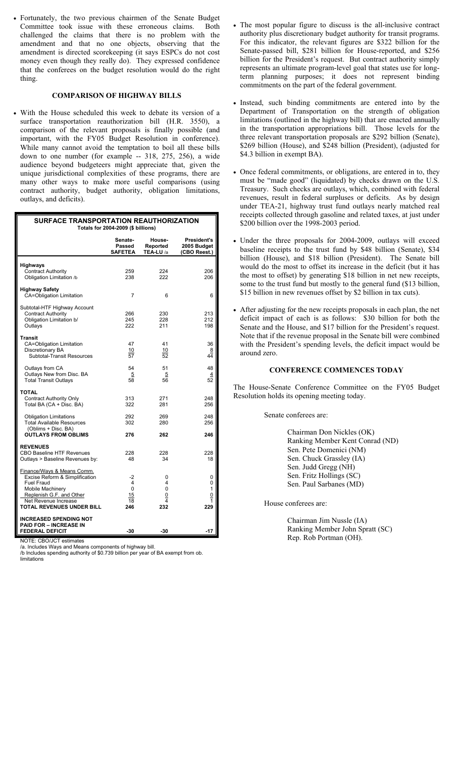- Fortunately, the two previous chairmen of the Senate Budget Committee took issue with these erroneous claims. Both challenged the claims that there is no problem with the amendment and that no one objects, observing that the amendment is directed scorekeeping (it says ESPCs do not cost money even though they really do). They expressed confidence that the conferees on the budget resolution would do the right thing.

## COMPARISON OF HIGHWAY BILLS

- With the House scheduled this week to debate its version of a surface transportation reauthorization bill (H.R. 3550), a comparison of the relevant proposals is finally possible (and important, with the FY05 Budget Resolution in conference). While many cannot avoid the temptation to boil all these bills down to one number (for example -- 318, 275, 256), a wide audience beyond budgeteers might appreciate that, given the unique jurisdictional complexities of these programs, there are many other ways to make more useful comparisons (using contract authority, budget authority, obligation limitations, outlays, and deficits).

**SURFACE TRANSPORTATION REAUTHORIZATION**
**Totals for 2004-2009 ($ billions)**

| | Senate-Passed SAFETEA | House-Reported TEA-LU /a | President's 2005 Budget (CBO Reest.) |
|---|---|---|---|
| **Highways** | | | |
| Contract Authority | 259 | 224 | 206 |
| Obligation Limitation /b | 238 | 222 | 206 |
| **Highway Safety** | | | |
| CA=Obligation Limitation | 7 | 6 | 6 |
| Subtotal-HTF Highway Account | | | |
| Contract Authority | 266 | 230 | 213 |
| Obligation Limitation b/ | 245 | 228 | 212 |
| Outlays | 222 | 211 | 198 |
| **Transit** | | | |
| CA=Obligation Limitation | 47 | 41 | 36 |
| Discretionary BA | 10 | 10 | 8 |
| Subtotal-Transit Resources | 57 | 52 | 44 |
| Outlays from CA | 54 | 51 | 48 |
| Outlays New from Disc. BA | 5 | 5 | 4 |
| Total Transit Outlays | 58 | 56 | 52 |
| **TOTAL** | | | |
| Contract Authority Only | 313 | 271 | 248 |
| Total BA (CA + Disc. BA) | 322 | 281 | 256 |
| Obligation Limitations | 292 | 269 | 248 |
| Total Available Resources (Oblims + Disc. BA) | 302 | 280 | 256 |
| **OUTLAYS FROM OBLIMS** | **276** | **262** | **246** |
| **REVENUES** | | | |
| CBO Baseline HTF Revenues | 228 | 228 | 228 |
| Outlays > Baseline Revenues by: | 48 | 34 | 18 |
| Finance/Ways & Means Comm. | | | |
| Excise Reform & Simplification | -2 | 0 | 0 |
| Fuel Fraud | 4 | 4 | 0 |
| Mobile Machinery | 0 | 0 | 1 |
| Replenish G.F. and Other | 15 | 0 | 0 |
| Net Revenue Increase | 18 | 4 | 1 |
| **TOTAL REVENUES UNDER BILL** | **246** | **232** | **229** |
| **INCREASED SPENDING NOT PAID FOR – INCREASE IN FEDERAL DEFICIT** | **-30** | **-30** | **-17** |

NOTE: CBO/JCT estimates

/a. Includes Ways and Means components of highway bill.

/b Includes spending authority of $0.739 billion per year of BA exempt from ob. limitations

- The most popular figure to discuss is the all-inclusive contract authority plus discretionary budget authority for transit programs. For this indicator, the relevant figures are $322 billion for the Senate-passed bill, $281 billion for House-reported, and $256 billion for the President's request. But contract authority simply represents an ultimate program-level goal that states use for long-term planning purposes; it does not represent binding commitments on the part of the federal government.

- Instead, such binding commitments are entered into by the Department of Transportation on the strength of obligation limitations (outlined in the highway bill) that are enacted annually in the transportation appropriations bill. Those levels for the three relevant transportation proposals are $292 billion (Senate), $269 billion (House), and $248 billion (President), (adjusted for $4.3 billion in exempt BA).

- Once federal commitments, or obligations, are entered in to, they must be "made good" (liquidated) by checks drawn on the U.S. Treasury. Such checks are outlays, which, combined with federal revenues, result in federal surpluses or deficits. As by design under TEA-21, highway trust fund outlays nearly matched real receipts collected through gasoline and related taxes, at just under $200 billion over the 1998-2003 period.

- Under the three proposals for 2004-2009, outlays will exceed baseline receipts to the trust fund by $48 billion (Senate), $34 billion (House), and $18 billion (President). The Senate bill would do the most to offset its increase in the deficit (but it has the most to offset) by generating $18 billion in net new receipts, some to the trust fund but mostly to the general fund ($13 billion, $15 billion in new revenues offset by $2 billion in tax cuts).

- After adjusting for the new receipts proposals in each plan, the net deficit impact of each is as follows: $30 billion for both the Senate and the House, and $17 billion for the President's request. Note that if the revenue proposal in the Senate bill were combined with the President's spending levels, the deficit impact would be around zero.

## CONFERENCE COMMENCES TODAY

The House-Senate Conference Committee on the FY05 Budget Resolution holds its opening meeting today.

Senate conferees are:

Chairman Don Nickles (OK)
Ranking Member Kent Conrad (ND)
Sen. Pete Domenici (NM)
Sen. Chuck Grassley (IA)
Sen. Judd Gregg (NH)
Sen. Fritz Hollings (SC)
Sen. Paul Sarbanes (MD)

House conferees are:

Chairman Jim Nussle (IA)
Ranking Member John Spratt (SC)
Rep. Rob Portman (OH).